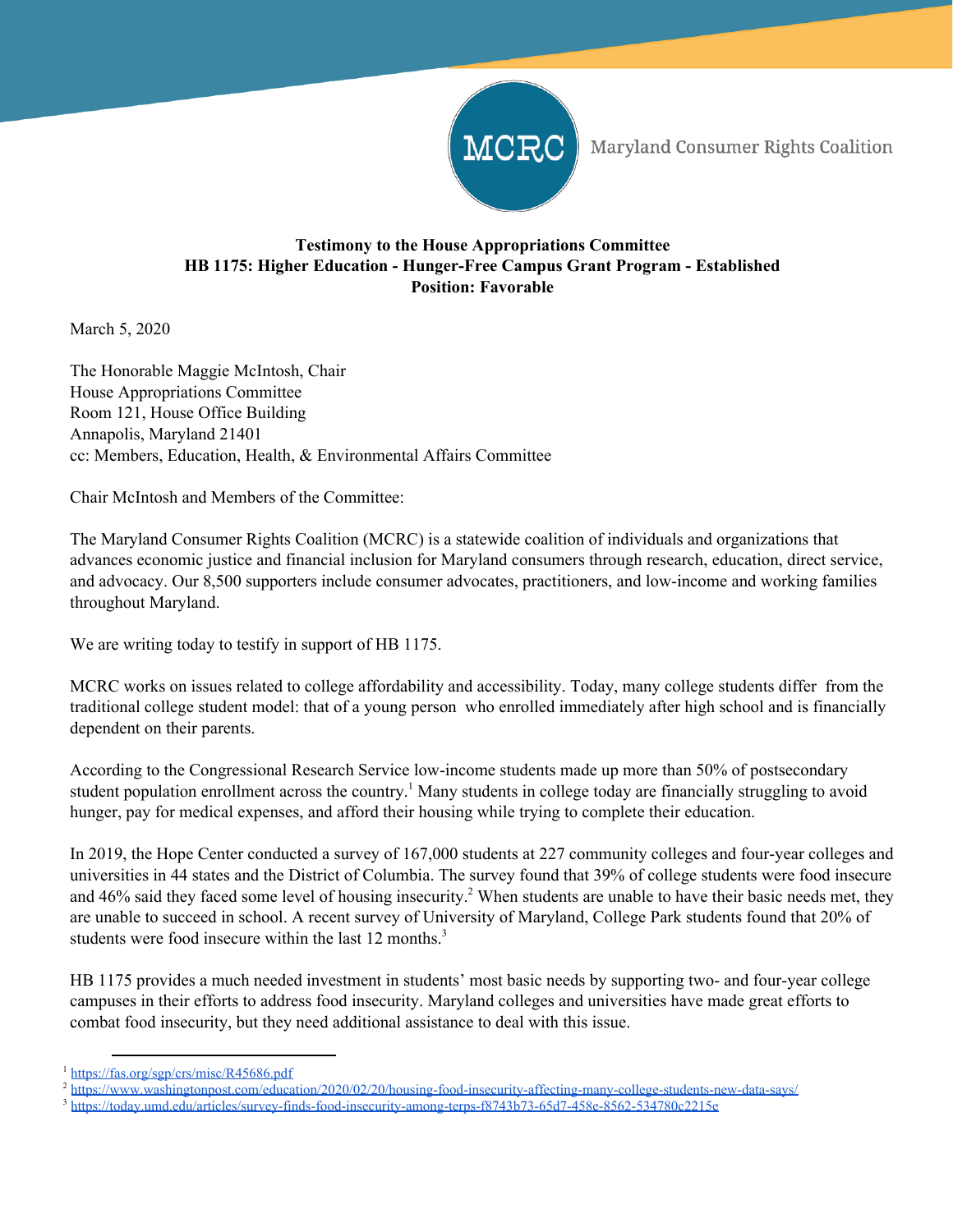MCRC Maryland Consumer Rights Coalition

**Testimony to the House Appropriations Committee**
**HB 1175: Higher Education - Hunger-Free Campus Grant Program - Established**
**Position: Favorable**

March 5, 2020

The Honorable Maggie McIntosh, Chair
House Appropriations Committee
Room 121, House Office Building
Annapolis, Maryland 21401
cc: Members, Education, Health, & Environmental Affairs Committee

Chair McIntosh and Members of the Committee:

The Maryland Consumer Rights Coalition (MCRC) is a statewide coalition of individuals and organizations that advances economic justice and financial inclusion for Maryland consumers through research, education, direct service, and advocacy. Our 8,500 supporters include consumer advocates, practitioners, and low-income and working families throughout Maryland.

We are writing today to testify in support of HB 1175.

MCRC works on issues related to college affordability and accessibility. Today, many college students differ from the traditional college student model: that of a young person who enrolled immediately after high school and is financially dependent on their parents.

According to the Congressional Research Service low-income students made up more than 50% of postsecondary student population enrollment across the country.[1] Many students in college today are financially struggling to avoid hunger, pay for medical expenses, and afford their housing while trying to complete their education.

In 2019, the Hope Center conducted a survey of 167,000 students at 227 community colleges and four-year colleges and universities in 44 states and the District of Columbia. The survey found that 39% of college students were food insecure and 46% said they faced some level of housing insecurity.[2] When students are unable to have their basic needs met, they are unable to succeed in school. A recent survey of University of Maryland, College Park students found that 20% of students were food insecure within the last 12 months.[3]

HB 1175 provides a much needed investment in students' most basic needs by supporting two- and four-year college campuses in their efforts to address food insecurity. Maryland colleges and universities have made great efforts to combat food insecurity, but they need additional assistance to deal with this issue.

---

[1] https://fas.org/sgp/crs/misc/R45686.pdf
[2] https://www.washingtonpost.com/education/2020/02/20/housing-food-insecurity-affecting-many-college-students-new-data-says/
[3] https://today.umd.edu/articles/survey-finds-food-insecurity-among-terps-f8743b73-65d7-458e-8562-534780c2215e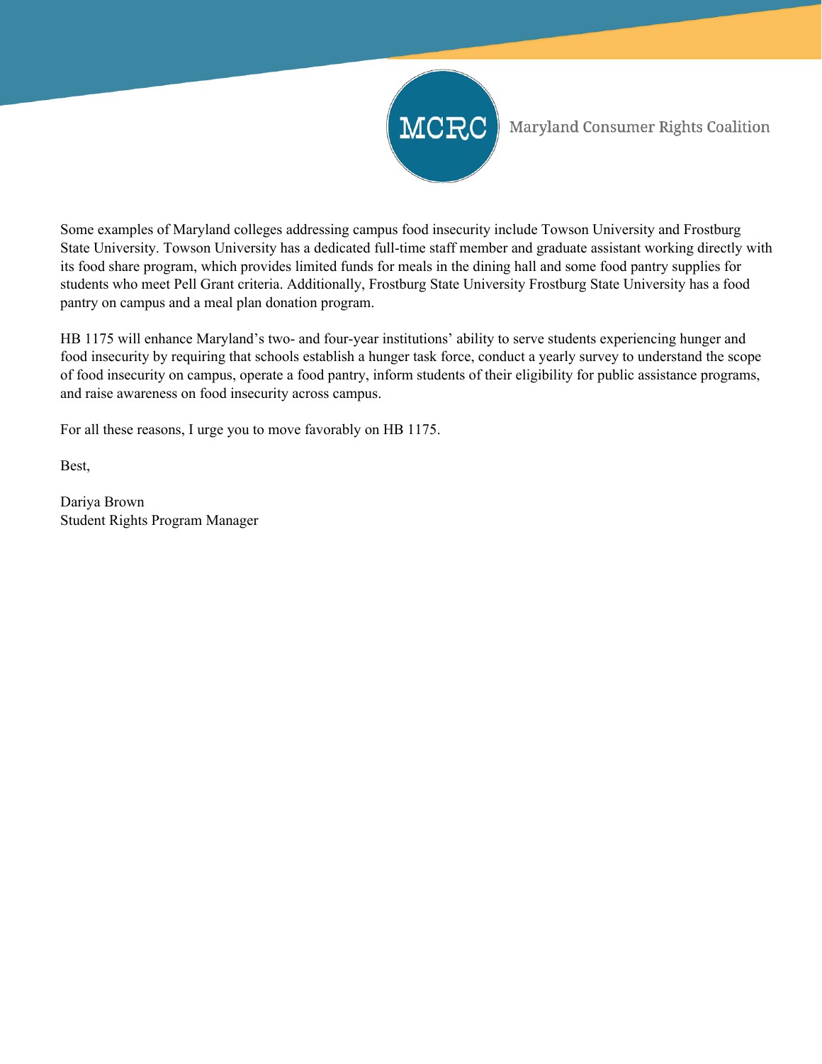Maryland Consumer Rights Coalition

Some examples of Maryland colleges addressing campus food insecurity include Towson University and Frostburg State University. Towson University has a dedicated full-time staff member and graduate assistant working directly with its food share program, which provides limited funds for meals in the dining hall and some food pantry supplies for students who meet Pell Grant criteria. Additionally, Frostburg State University Frostburg State University has a food pantry on campus and a meal plan donation program.

HB 1175 will enhance Maryland's two- and four-year institutions' ability to serve students experiencing hunger and food insecurity by requiring that schools establish a hunger task force, conduct a yearly survey to understand the scope of food insecurity on campus, operate a food pantry, inform students of their eligibility for public assistance programs, and raise awareness on food insecurity across campus.

For all these reasons, I urge you to move favorably on HB 1175.

Best,

Dariya Brown
Student Rights Program Manager